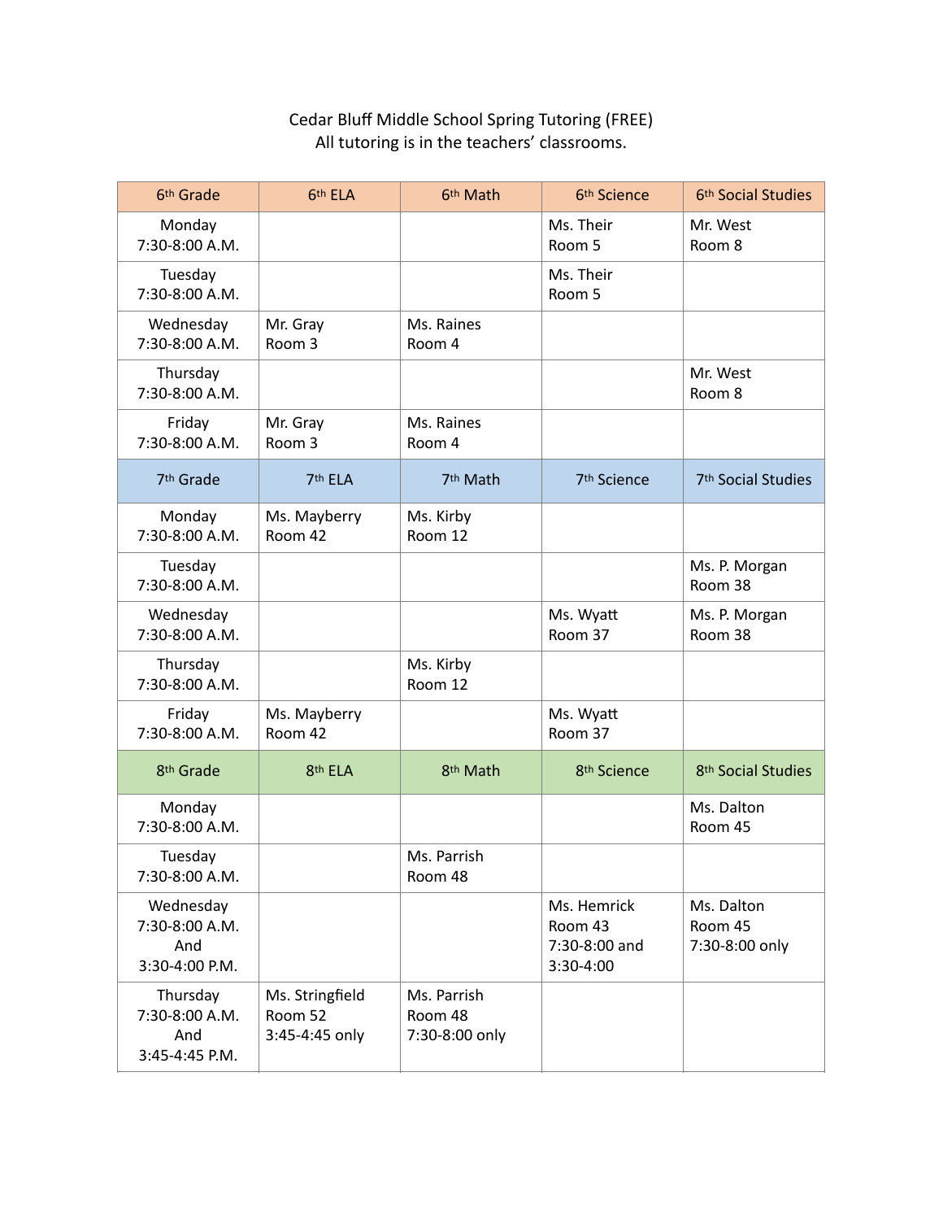Cedar Bluff Middle School Spring Tutoring (FREE)
All tutoring is in the teachers' classrooms.

| 6th Grade | 6th ELA | 6th Math | 6th Science | 6th Social Studies |
|---|---|---|---|---|
| Monday 7:30-8:00 A.M. | | | Ms. Their Room 5 | Mr. West Room 8 |
| Tuesday 7:30-8:00 A.M. | | | Ms. Their Room 5 | |
| Wednesday 7:30-8:00 A.M. | Mr. Gray Room 3 | Ms. Raines Room 4 | | |
| Thursday 7:30-8:00 A.M. | | | | Mr. West Room 8 |
| Friday 7:30-8:00 A.M. | Mr. Gray Room 3 | Ms. Raines Room 4 | | |
| **7th Grade** | **7th ELA** | **7th Math** | **7th Science** | **7th Social Studies** |
| Monday 7:30-8:00 A.M. | Ms. Mayberry Room 42 | Ms. Kirby Room 12 | | |
| Tuesday 7:30-8:00 A.M. | | | | Ms. P. Morgan Room 38 |
| Wednesday 7:30-8:00 A.M. | | | Ms. Wyatt Room 37 | Ms. P. Morgan Room 38 |
| Thursday 7:30-8:00 A.M. | | Ms. Kirby Room 12 | | |
| Friday 7:30-8:00 A.M. | Ms. Mayberry Room 42 | | Ms. Wyatt Room 37 | |
| **8th Grade** | **8th ELA** | **8th Math** | **8th Science** | **8th Social Studies** |
| Monday 7:30-8:00 A.M. | | | | Ms. Dalton Room 45 |
| Tuesday 7:30-8:00 A.M. | | Ms. Parrish Room 48 | | |
| Wednesday 7:30-8:00 A.M. And 3:30-4:00 P.M. | | | Ms. Hemrick Room 43 7:30-8:00 and 3:30-4:00 | Ms. Dalton Room 45 7:30-8:00 only |
| Thursday 7:30-8:00 A.M. And 3:45-4:45 P.M. | Ms. Stringfield Room 52 3:45-4:45 only | Ms. Parrish Room 48 7:30-8:00 only | | |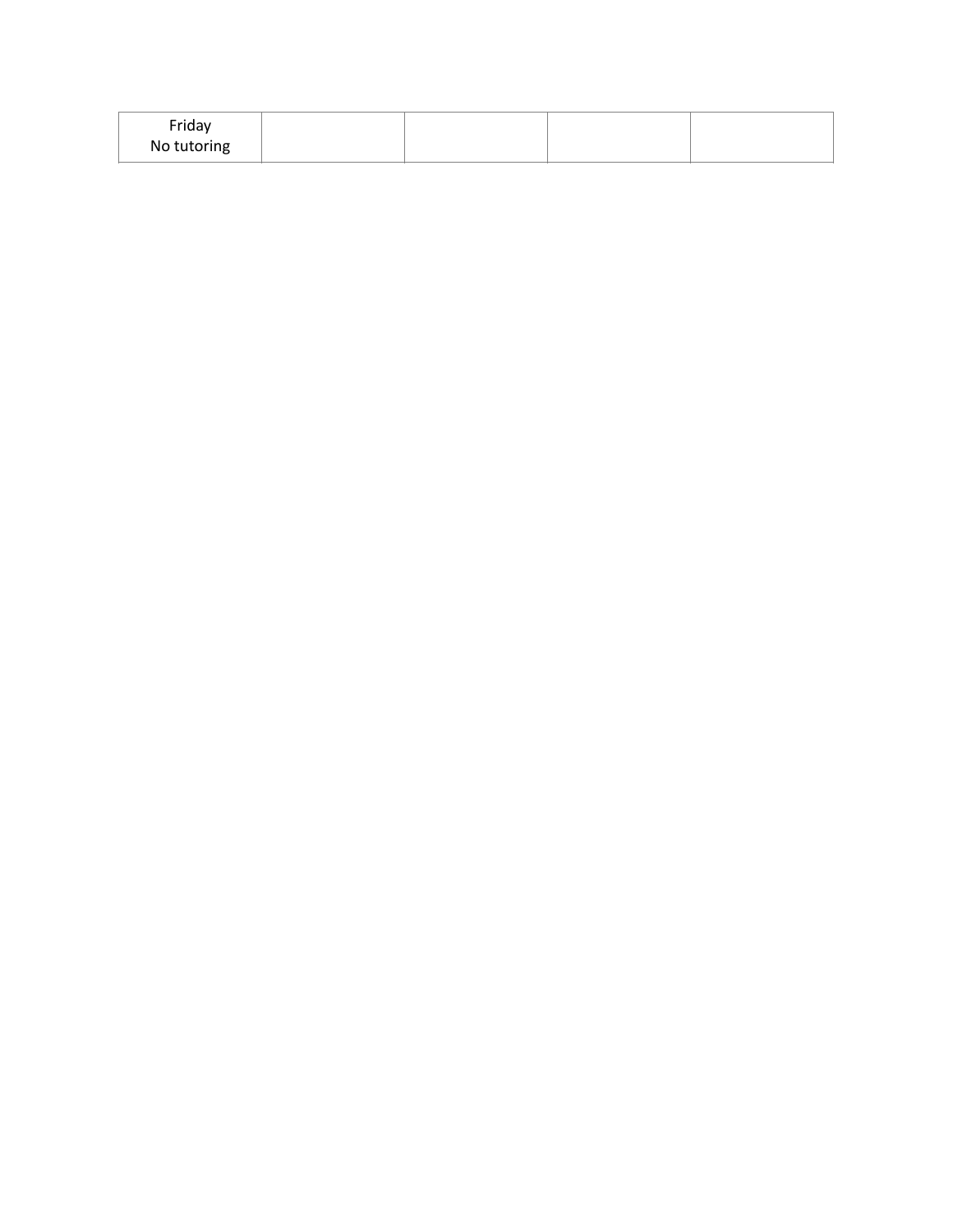| | | | | |
|---|---|---|---|---|
| Friday<br>No tutoring | | | | |